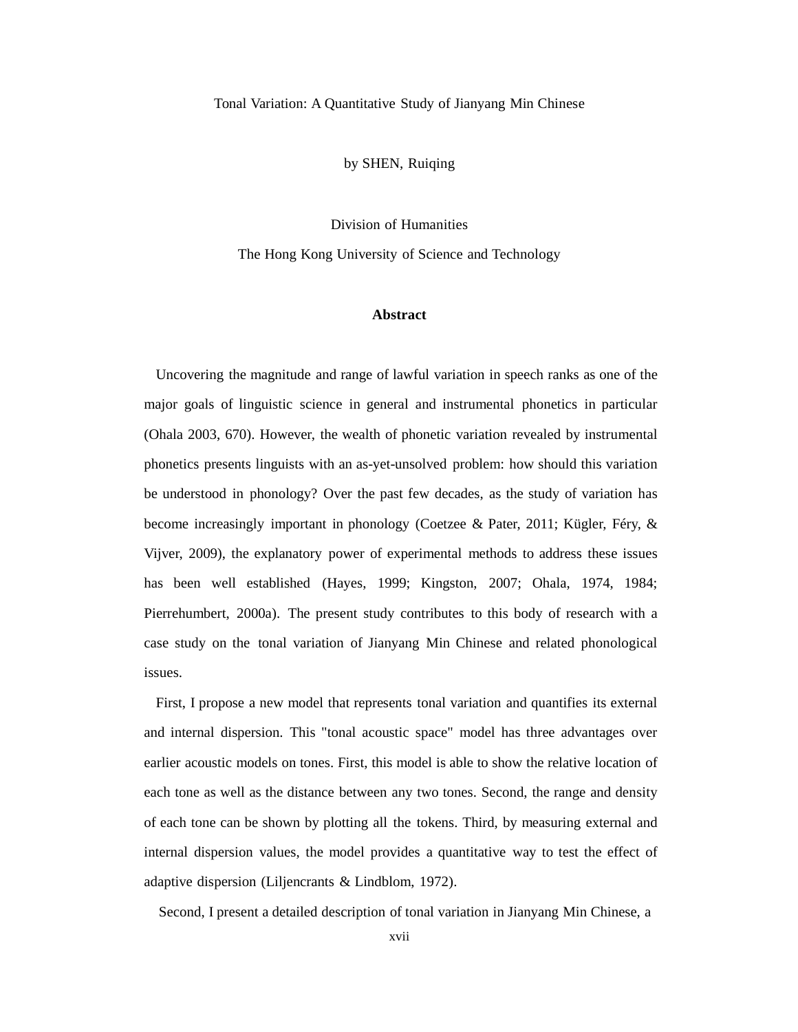Tonal Variation: A Quantitative Study of Jianyang Min Chinese

by SHEN, Ruiqing

Division of Humanities

The Hong Kong University of Science and Technology

## Abstract

Uncovering the magnitude and range of lawful variation in speech ranks as one of the major goals of linguistic science in general and instrumental phonetics in particular (Ohala 2003, 670). However, the wealth of phonetic variation revealed by instrumental phonetics presents linguists with an as-yet-unsolved problem: how should this variation be understood in phonology? Over the past few decades, as the study of variation has become increasingly important in phonology (Coetzee & Pater, 2011; Kügler, Féry, & Vijver, 2009), the explanatory power of experimental methods to address these issues has been well established (Hayes, 1999; Kingston, 2007; Ohala, 1974, 1984; Pierrehumbert, 2000a). The present study contributes to this body of research with a case study on the tonal variation of Jianyang Min Chinese and related phonological issues.

First, I propose a new model that represents tonal variation and quantifies its external and internal dispersion. This "tonal acoustic space" model has three advantages over earlier acoustic models on tones. First, this model is able to show the relative location of each tone as well as the distance between any two tones. Second, the range and density of each tone can be shown by plotting all the tokens. Third, by measuring external and internal dispersion values, the model provides a quantitative way to test the effect of adaptive dispersion (Liljencrants & Lindblom, 1972).

Second, I present a detailed description of tonal variation in Jianyang Min Chinese, a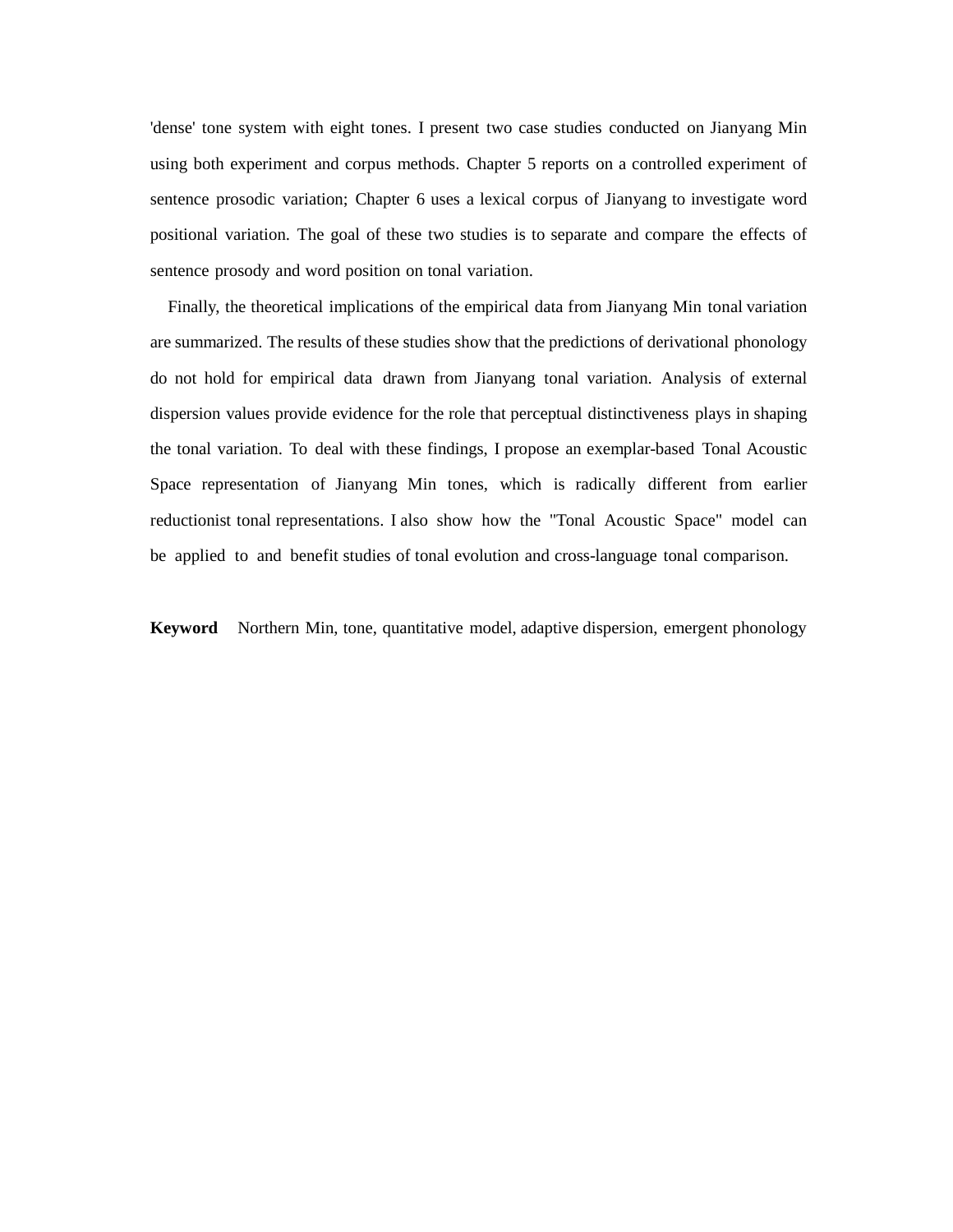'dense' tone system with eight tones. I present two case studies conducted on Jianyang Min using both experiment and corpus methods. Chapter 5 reports on a controlled experiment of sentence prosodic variation; Chapter 6 uses a lexical corpus of Jianyang to investigate word positional variation. The goal of these two studies is to separate and compare the effects of sentence prosody and word position on tonal variation.

Finally, the theoretical implications of the empirical data from Jianyang Min tonal variation are summarized. The results of these studies show that the predictions of derivational phonology do not hold for empirical data drawn from Jianyang tonal variation. Analysis of external dispersion values provide evidence for the role that perceptual distinctiveness plays in shaping the tonal variation. To deal with these findings, I propose an exemplar-based Tonal Acoustic Space representation of Jianyang Min tones, which is radically different from earlier reductionist tonal representations. I also show how the "Tonal Acoustic Space" model can be applied to and benefit studies of tonal evolution and cross-language tonal comparison.

**Keyword** Northern Min, tone, quantitative model, adaptive dispersion, emergent phonology